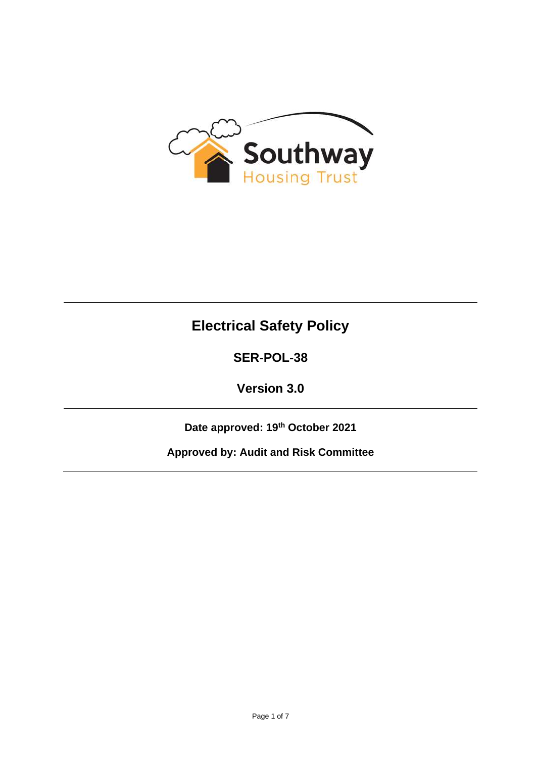Southway Housing Trust

# Electrical Safety Policy

## SER-POL-38

## Version 3.0

**Date approved: 19th October 2021**

**Approved by: Audit and Risk Committee**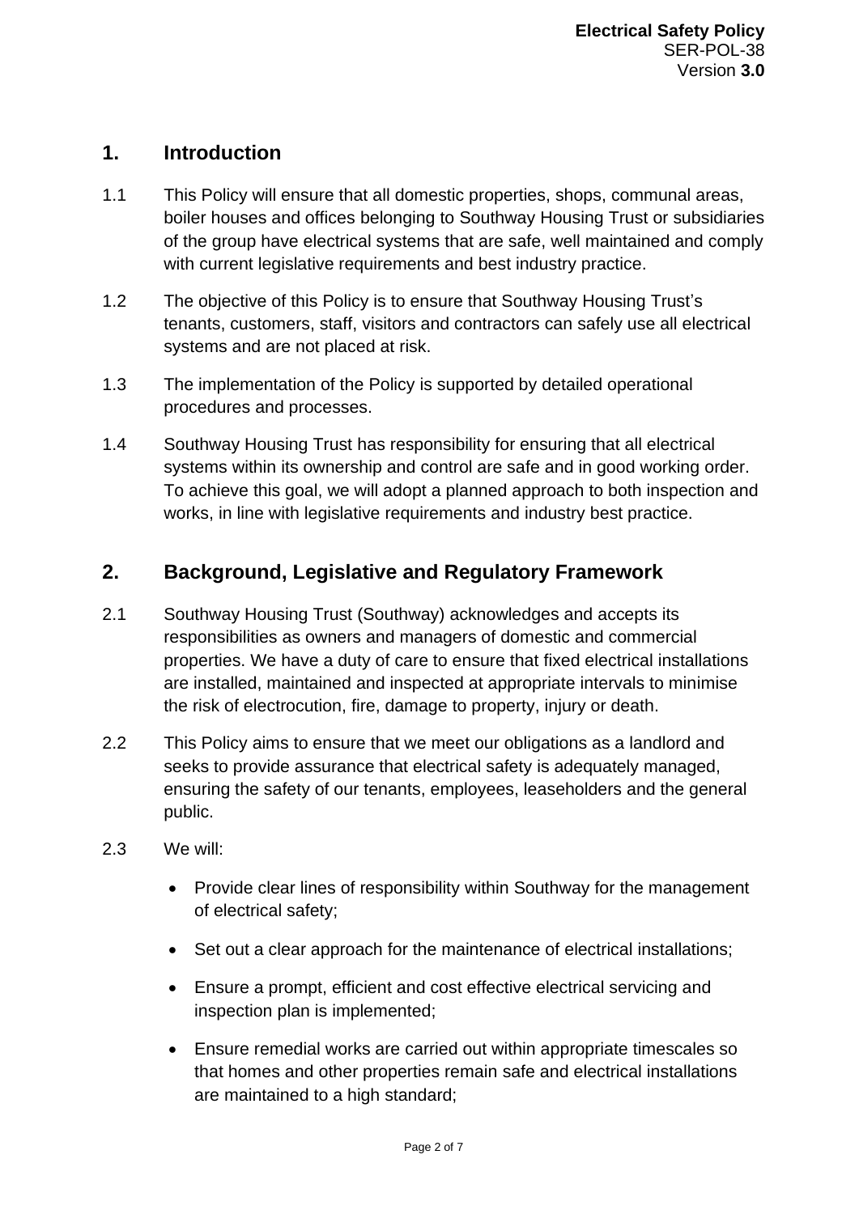## 1. Introduction

1.1 This Policy will ensure that all domestic properties, shops, communal areas, boiler houses and offices belonging to Southway Housing Trust or subsidiaries of the group have electrical systems that are safe, well maintained and comply with current legislative requirements and best industry practice.

1.2 The objective of this Policy is to ensure that Southway Housing Trust's tenants, customers, staff, visitors and contractors can safely use all electrical systems and are not placed at risk.

1.3 The implementation of the Policy is supported by detailed operational procedures and processes.

1.4 Southway Housing Trust has responsibility for ensuring that all electrical systems within its ownership and control are safe and in good working order. To achieve this goal, we will adopt a planned approach to both inspection and works, in line with legislative requirements and industry best practice.

## 2. Background, Legislative and Regulatory Framework

2.1 Southway Housing Trust (Southway) acknowledges and accepts its responsibilities as owners and managers of domestic and commercial properties. We have a duty of care to ensure that fixed electrical installations are installed, maintained and inspected at appropriate intervals to minimise the risk of electrocution, fire, damage to property, injury or death.

2.2 This Policy aims to ensure that we meet our obligations as a landlord and seeks to provide assurance that electrical safety is adequately managed, ensuring the safety of our tenants, employees, leaseholders and the general public.

2.3 We will:

- Provide clear lines of responsibility within Southway for the management of electrical safety;
- Set out a clear approach for the maintenance of electrical installations;
- Ensure a prompt, efficient and cost effective electrical servicing and inspection plan is implemented;
- Ensure remedial works are carried out within appropriate timescales so that homes and other properties remain safe and electrical installations are maintained to a high standard;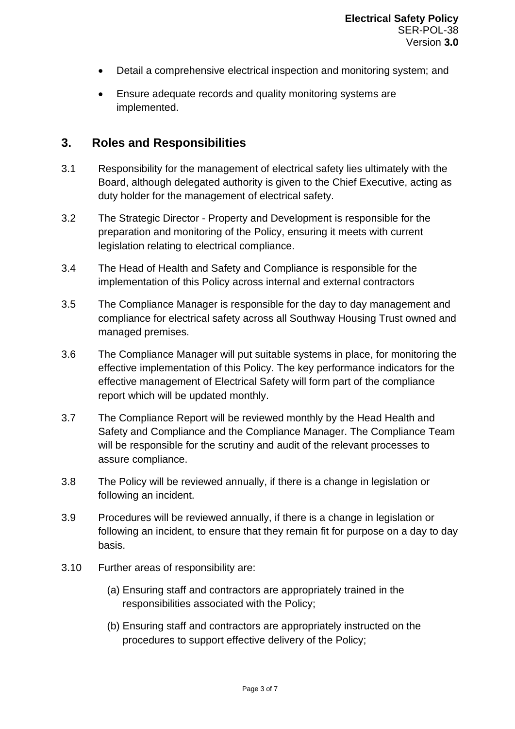- Detail a comprehensive electrical inspection and monitoring system; and
- Ensure adequate records and quality monitoring systems are implemented.

## 3. Roles and Responsibilities

3.1 Responsibility for the management of electrical safety lies ultimately with the Board, although delegated authority is given to the Chief Executive, acting as duty holder for the management of electrical safety.

3.2 The Strategic Director - Property and Development is responsible for the preparation and monitoring of the Policy, ensuring it meets with current legislation relating to electrical compliance.

3.4 The Head of Health and Safety and Compliance is responsible for the implementation of this Policy across internal and external contractors

3.5 The Compliance Manager is responsible for the day to day management and compliance for electrical safety across all Southway Housing Trust owned and managed premises.

3.6 The Compliance Manager will put suitable systems in place, for monitoring the effective implementation of this Policy. The key performance indicators for the effective management of Electrical Safety will form part of the compliance report which will be updated monthly.

3.7 The Compliance Report will be reviewed monthly by the Head Health and Safety and Compliance and the Compliance Manager. The Compliance Team will be responsible for the scrutiny and audit of the relevant processes to assure compliance.

3.8 The Policy will be reviewed annually, if there is a change in legislation or following an incident.

3.9 Procedures will be reviewed annually, if there is a change in legislation or following an incident, to ensure that they remain fit for purpose on a day to day basis.

3.10 Further areas of responsibility are:

(a) Ensuring staff and contractors are appropriately trained in the responsibilities associated with the Policy;

(b) Ensuring staff and contractors are appropriately instructed on the procedures to support effective delivery of the Policy;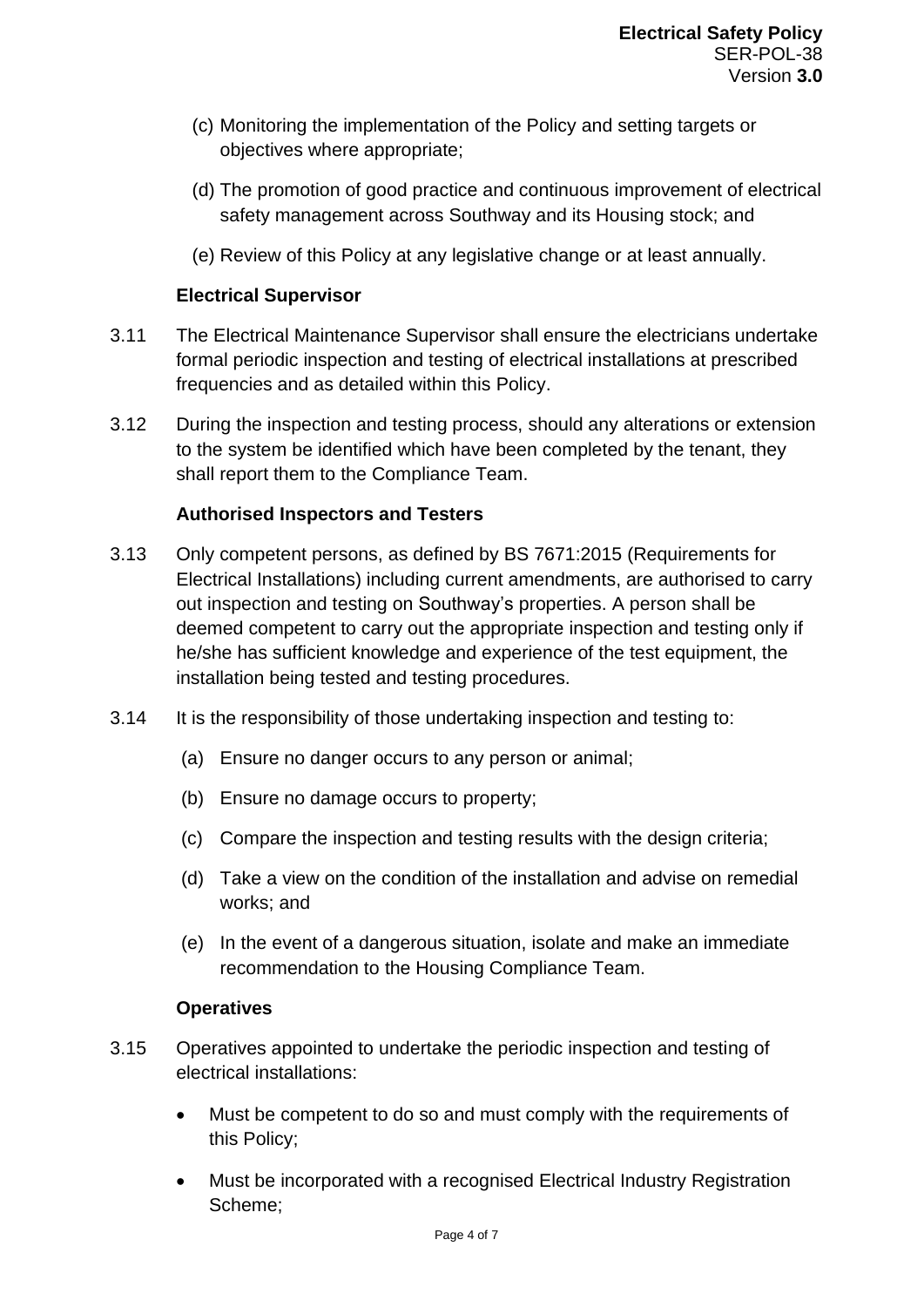(c) Monitoring the implementation of the Policy and setting targets or objectives where appropriate;

(d) The promotion of good practice and continuous improvement of electrical safety management across Southway and its Housing stock; and

(e) Review of this Policy at any legislative change or at least annually.

**Electrical Supervisor**

3.11 The Electrical Maintenance Supervisor shall ensure the electricians undertake formal periodic inspection and testing of electrical installations at prescribed frequencies and as detailed within this Policy.

3.12 During the inspection and testing process, should any alterations or extension to the system be identified which have been completed by the tenant, they shall report them to the Compliance Team.

**Authorised Inspectors and Testers**

3.13 Only competent persons, as defined by BS 7671:2015 (Requirements for Electrical Installations) including current amendments, are authorised to carry out inspection and testing on Southway's properties. A person shall be deemed competent to carry out the appropriate inspection and testing only if he/she has sufficient knowledge and experience of the test equipment, the installation being tested and testing procedures.

3.14 It is the responsibility of those undertaking inspection and testing to:

(a) Ensure no danger occurs to any person or animal;

(b) Ensure no damage occurs to property;

(c) Compare the inspection and testing results with the design criteria;

(d) Take a view on the condition of the installation and advise on remedial works; and

(e) In the event of a dangerous situation, isolate and make an immediate recommendation to the Housing Compliance Team.

**Operatives**

3.15 Operatives appointed to undertake the periodic inspection and testing of electrical installations:

- Must be competent to do so and must comply with the requirements of this Policy;
- Must be incorporated with a recognised Electrical Industry Registration Scheme;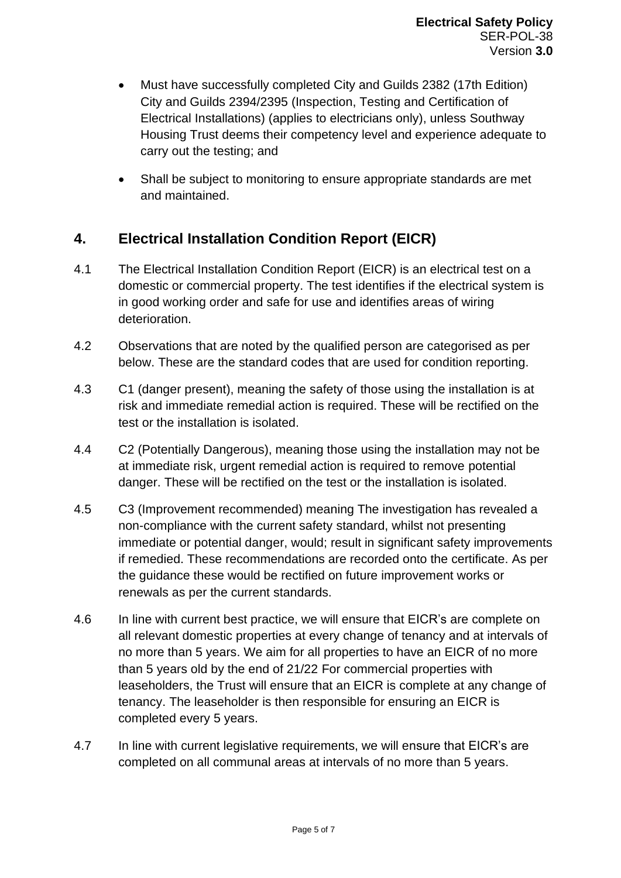- Must have successfully completed City and Guilds 2382 (17th Edition) City and Guilds 2394/2395 (Inspection, Testing and Certification of Electrical Installations) (applies to electricians only), unless Southway Housing Trust deems their competency level and experience adequate to carry out the testing; and
- Shall be subject to monitoring to ensure appropriate standards are met and maintained.

## 4. Electrical Installation Condition Report (EICR)

4.1 The Electrical Installation Condition Report (EICR) is an electrical test on a domestic or commercial property. The test identifies if the electrical system is in good working order and safe for use and identifies areas of wiring deterioration.

4.2 Observations that are noted by the qualified person are categorised as per below. These are the standard codes that are used for condition reporting.

4.3 C1 (danger present), meaning the safety of those using the installation is at risk and immediate remedial action is required. These will be rectified on the test or the installation is isolated.

4.4 C2 (Potentially Dangerous), meaning those using the installation may not be at immediate risk, urgent remedial action is required to remove potential danger. These will be rectified on the test or the installation is isolated.

4.5 C3 (Improvement recommended) meaning The investigation has revealed a non-compliance with the current safety standard, whilst not presenting immediate or potential danger, would; result in significant safety improvements if remedied. These recommendations are recorded onto the certificate. As per the guidance these would be rectified on future improvement works or renewals as per the current standards.

4.6 In line with current best practice, we will ensure that EICR's are complete on all relevant domestic properties at every change of tenancy and at intervals of no more than 5 years. We aim for all properties to have an EICR of no more than 5 years old by the end of 21/22 For commercial properties with leaseholders, the Trust will ensure that an EICR is complete at any change of tenancy. The leaseholder is then responsible for ensuring an EICR is completed every 5 years.

4.7 In line with current legislative requirements, we will ensure that EICR's are completed on all communal areas at intervals of no more than 5 years.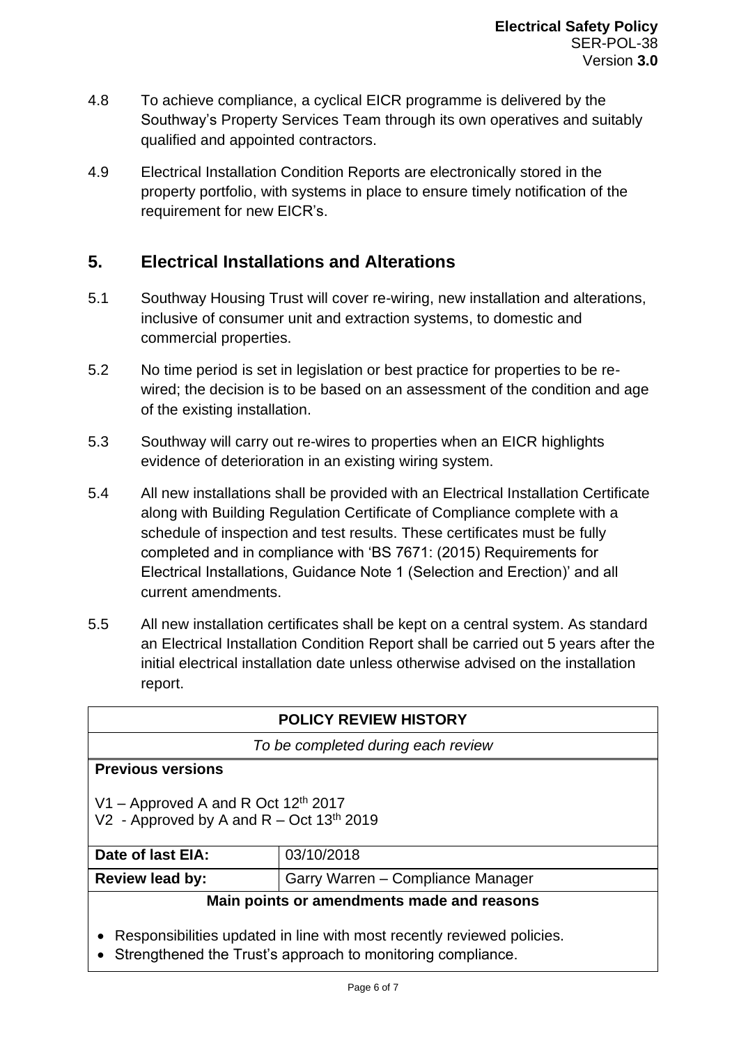4.8 To achieve compliance, a cyclical EICR programme is delivered by the Southway's Property Services Team through its own operatives and suitably qualified and appointed contractors.

4.9 Electrical Installation Condition Reports are electronically stored in the property portfolio, with systems in place to ensure timely notification of the requirement for new EICR's.

## 5. Electrical Installations and Alterations

5.1 Southway Housing Trust will cover re-wiring, new installation and alterations, inclusive of consumer unit and extraction systems, to domestic and commercial properties.

5.2 No time period is set in legislation or best practice for properties to be re-wired; the decision is to be based on an assessment of the condition and age of the existing installation.

5.3 Southway will carry out re-wires to properties when an EICR highlights evidence of deterioration in an existing wiring system.

5.4 All new installations shall be provided with an Electrical Installation Certificate along with Building Regulation Certificate of Compliance complete with a schedule of inspection and test results. These certificates must be fully completed and in compliance with 'BS 7671: (2015) Requirements for Electrical Installations, Guidance Note 1 (Selection and Erection)' and all current amendments.

5.5 All new installation certificates shall be kept on a central system. As standard an Electrical Installation Condition Report shall be carried out 5 years after the initial electrical installation date unless otherwise advised on the installation report.

| **POLICY REVIEW HISTORY** | |
|---|---|
| *To be completed during each review* | |
| **Previous versions**<br><br>V1 – Approved A and R Oct 12th 2017<br>V2 - Approved by A and R – Oct 13th 2019 | |
| **Date of last EIA:** | 03/10/2018 |
| **Review lead by:** | Garry Warren – Compliance Manager |
| **Main points or amendments made and reasons**<br><br>• Responsibilities updated in line with most recently reviewed policies.<br>• Strengthened the Trust's approach to monitoring compliance. | |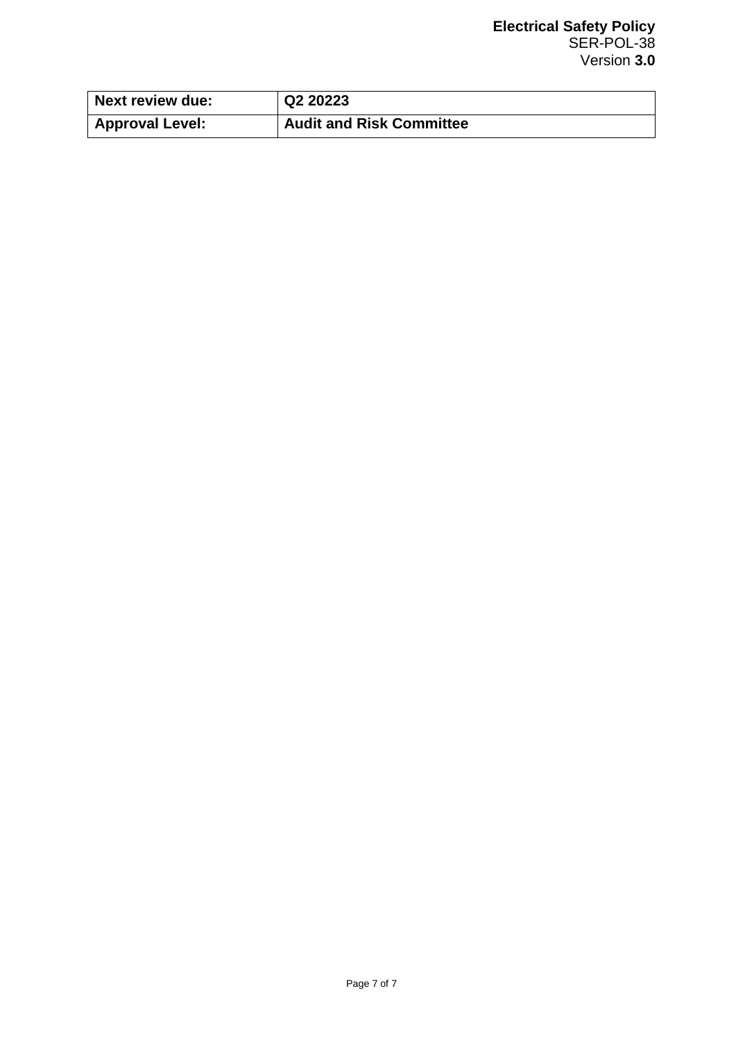| | |
|---|---|
| **Next review due:** | **Q2 20223** |
| **Approval Level:** | **Audit and Risk Committee** |